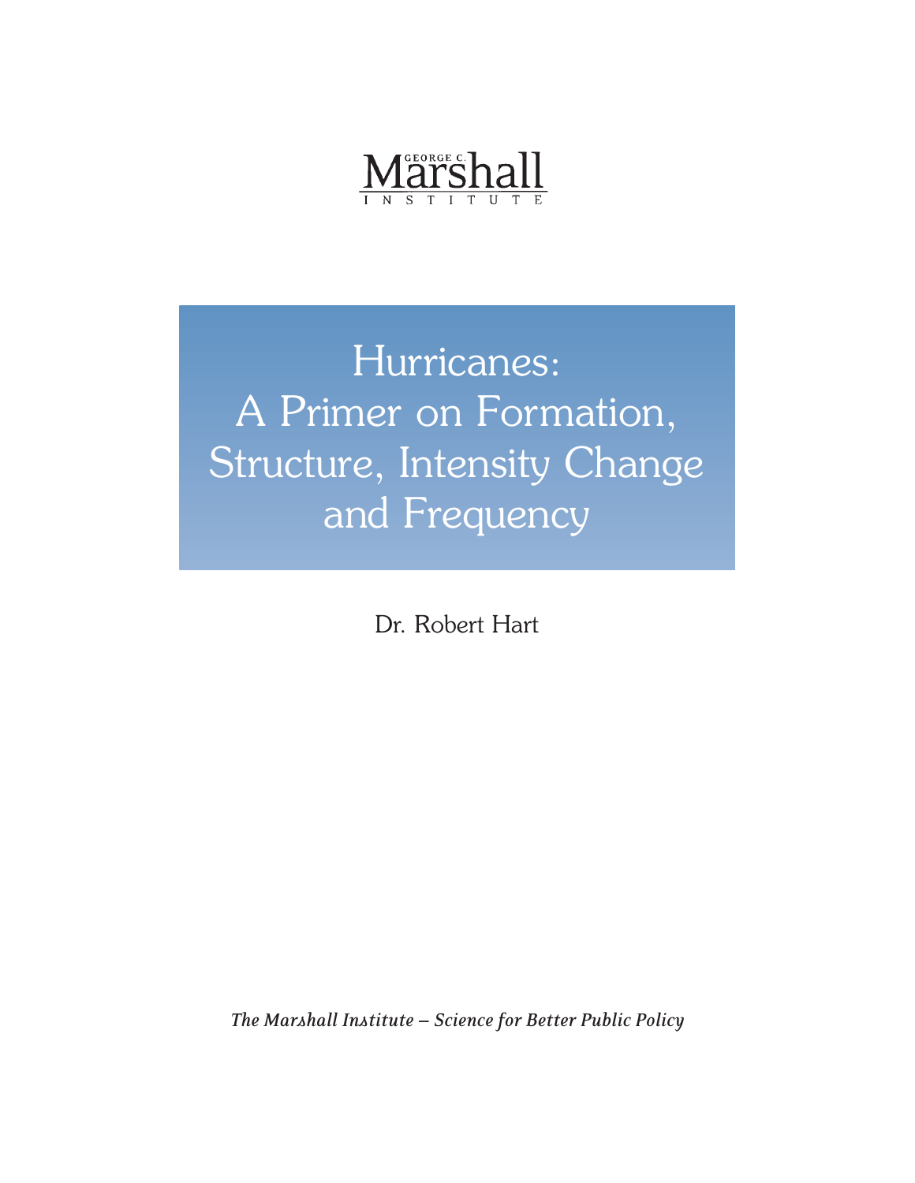GEORGE C. Marshall INSTITUTE

# Hurricanes: A Primer on Formation, Structure, Intensity Change and Frequency

Dr. Robert Hart

*The Marshall Institute – Science for Better Public Policy*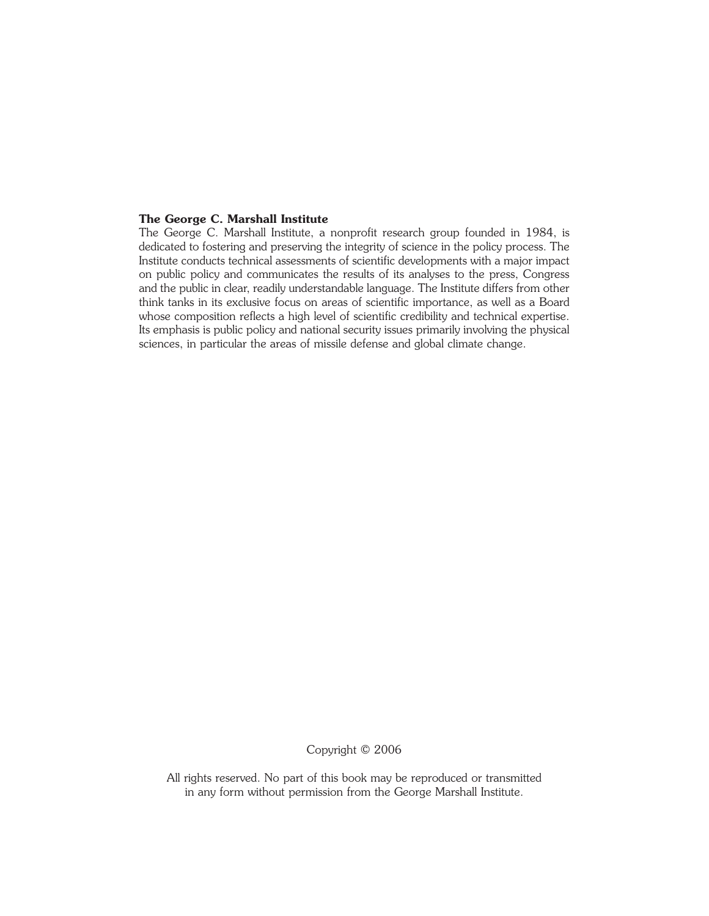**The George C. Marshall Institute**

The George C. Marshall Institute, a nonprofit research group founded in 1984, is dedicated to fostering and preserving the integrity of science in the policy process. The Institute conducts technical assessments of scientific developments with a major impact on public policy and communicates the results of its analyses to the press, Congress and the public in clear, readily understandable language. The Institute differs from other think tanks in its exclusive focus on areas of scientific importance, as well as a Board whose composition reflects a high level of scientific credibility and technical expertise. Its emphasis is public policy and national security issues primarily involving the physical sciences, in particular the areas of missile defense and global climate change.

Copyright © 2006

All rights reserved. No part of this book may be reproduced or transmitted in any form without permission from the George Marshall Institute.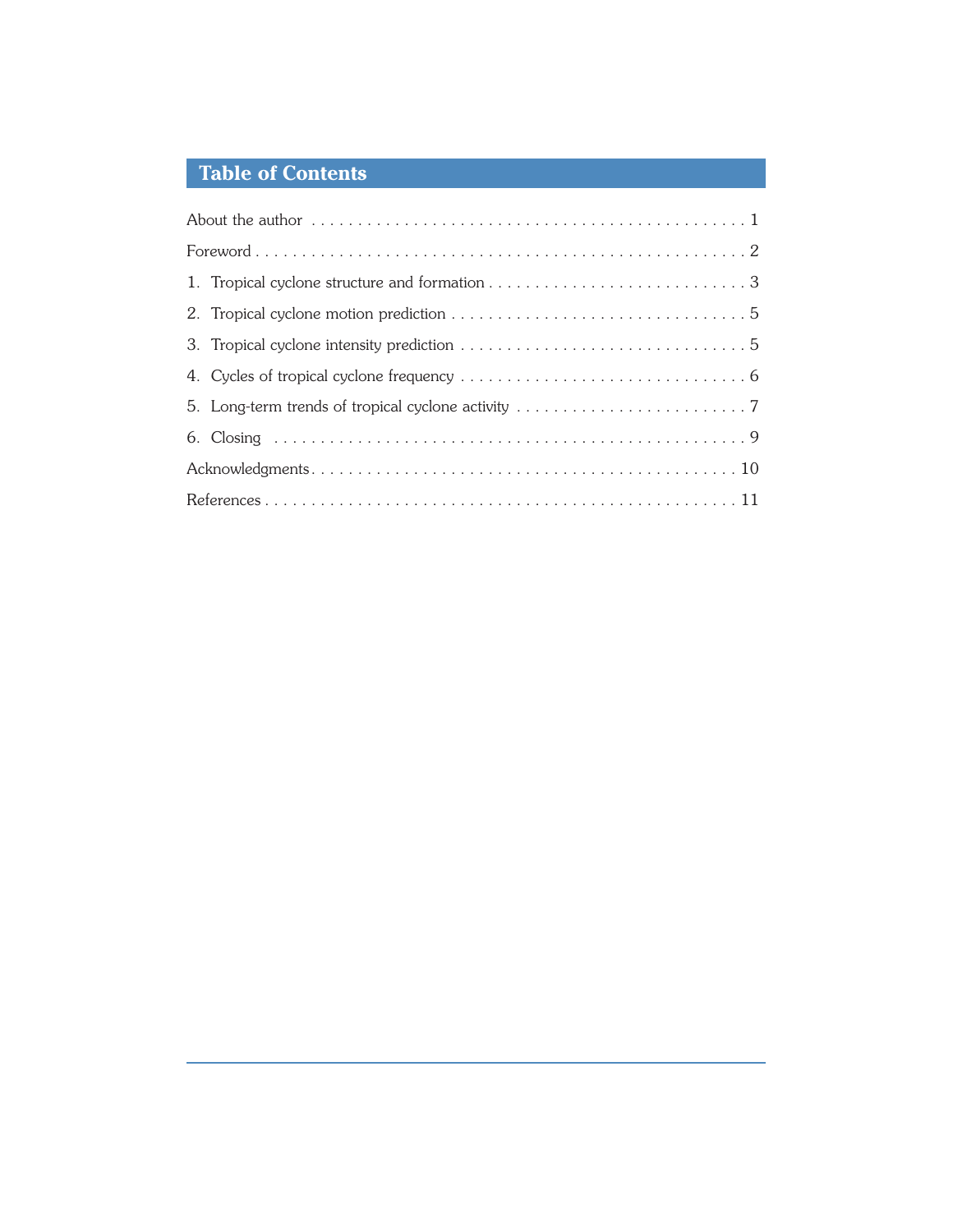# Table of Contents

About the author . . . . . . . . . . . . . . . . . . . . . . . . . . . . . . . . . . . . . . . . . . . . . . . 1

Foreword . . . . . . . . . . . . . . . . . . . . . . . . . . . . . . . . . . . . . . . . . . . . . . . . . . . . 2

1. Tropical cyclone structure and formation . . . . . . . . . . . . . . . . . . . . . . . . . . . . 3

2. Tropical cyclone motion prediction . . . . . . . . . . . . . . . . . . . . . . . . . . . . . . . . 5

3. Tropical cyclone intensity prediction . . . . . . . . . . . . . . . . . . . . . . . . . . . . . . . 5

4. Cycles of tropical cyclone frequency . . . . . . . . . . . . . . . . . . . . . . . . . . . . . . . 6

5. Long-term trends of tropical cyclone activity . . . . . . . . . . . . . . . . . . . . . . . . . 7

6. Closing . . . . . . . . . . . . . . . . . . . . . . . . . . . . . . . . . . . . . . . . . . . . . . . . . . . 9

Acknowledgments . . . . . . . . . . . . . . . . . . . . . . . . . . . . . . . . . . . . . . . . . . . . 10

References . . . . . . . . . . . . . . . . . . . . . . . . . . . . . . . . . . . . . . . . . . . . . . . . . 11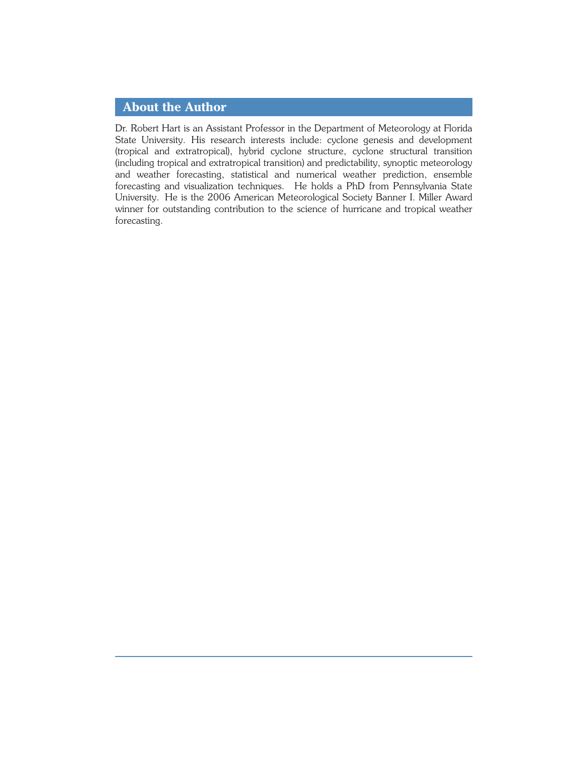## About the Author

Dr. Robert Hart is an Assistant Professor in the Department of Meteorology at Florida State University. His research interests include: cyclone genesis and development (tropical and extratropical), hybrid cyclone structure, cyclone structural transition (including tropical and extratropical transition) and predictability, synoptic meteorology and weather forecasting, statistical and numerical weather prediction, ensemble forecasting and visualization techniques. He holds a PhD from Pennsylvania State University. He is the 2006 American Meteorological Society Banner I. Miller Award winner for outstanding contribution to the science of hurricane and tropical weather forecasting.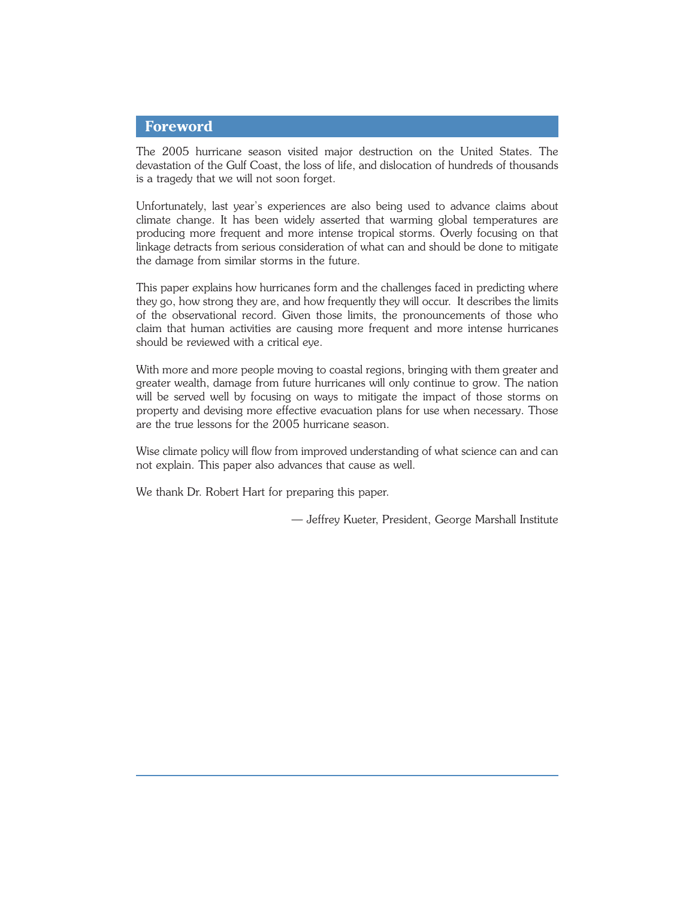## Foreword

The 2005 hurricane season visited major destruction on the United States. The devastation of the Gulf Coast, the loss of life, and dislocation of hundreds of thousands is a tragedy that we will not soon forget.

Unfortunately, last year's experiences are also being used to advance claims about climate change. It has been widely asserted that warming global temperatures are producing more frequent and more intense tropical storms. Overly focusing on that linkage detracts from serious consideration of what can and should be done to mitigate the damage from similar storms in the future.

This paper explains how hurricanes form and the challenges faced in predicting where they go, how strong they are, and how frequently they will occur. It describes the limits of the observational record. Given those limits, the pronouncements of those who claim that human activities are causing more frequent and more intense hurricanes should be reviewed with a critical eye.

With more and more people moving to coastal regions, bringing with them greater and greater wealth, damage from future hurricanes will only continue to grow. The nation will be served well by focusing on ways to mitigate the impact of those storms on property and devising more effective evacuation plans for use when necessary. Those are the true lessons for the 2005 hurricane season.

Wise climate policy will flow from improved understanding of what science can and can not explain. This paper also advances that cause as well.

We thank Dr. Robert Hart for preparing this paper.

— Jeffrey Kueter, President, George Marshall Institute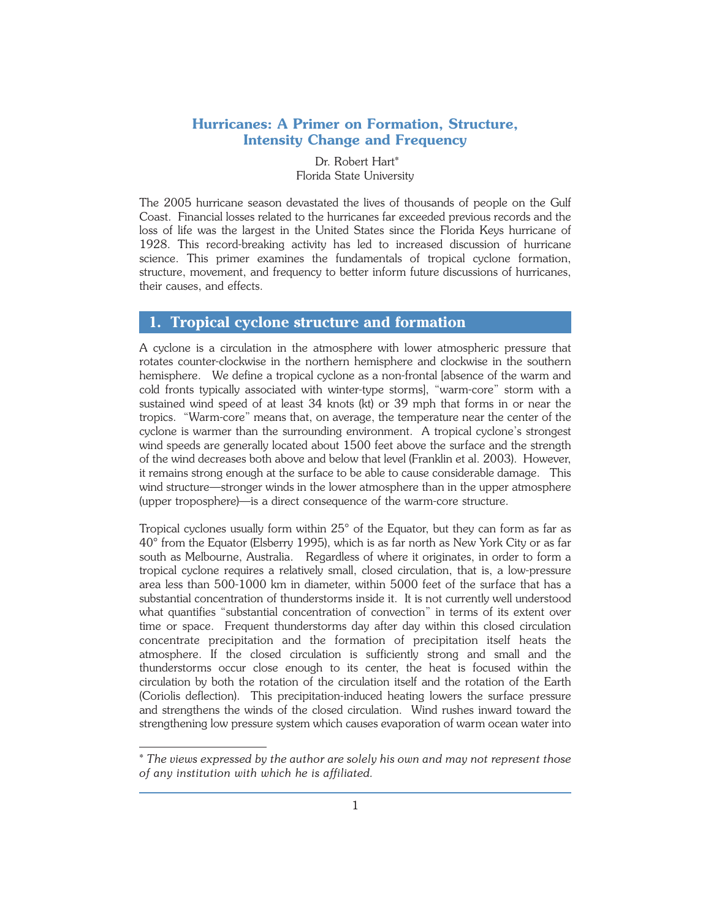# Hurricanes: A Primer on Formation, Structure, Intensity Change and Frequency

Dr. Robert Hart*
Florida State University

The 2005 hurricane season devastated the lives of thousands of people on the Gulf Coast. Financial losses related to the hurricanes far exceeded previous records and the loss of life was the largest in the United States since the Florida Keys hurricane of 1928. This record-breaking activity has led to increased discussion of hurricane science. This primer examines the fundamentals of tropical cyclone formation, structure, movement, and frequency to better inform future discussions of hurricanes, their causes, and effects.

## 1. Tropical cyclone structure and formation

A cyclone is a circulation in the atmosphere with lower atmospheric pressure that rotates counter-clockwise in the northern hemisphere and clockwise in the southern hemisphere. We define a tropical cyclone as a non-frontal [absence of the warm and cold fronts typically associated with winter-type storms], "warm-core" storm with a sustained wind speed of at least 34 knots (kt) or 39 mph that forms in or near the tropics. "Warm-core" means that, on average, the temperature near the center of the cyclone is warmer than the surrounding environment. A tropical cyclone's strongest wind speeds are generally located about 1500 feet above the surface and the strength of the wind decreases both above and below that level (Franklin et al. 2003). However, it remains strong enough at the surface to be able to cause considerable damage. This wind structure—stronger winds in the lower atmosphere than in the upper atmosphere (upper troposphere)—is a direct consequence of the warm-core structure.

Tropical cyclones usually form within 25° of the Equator, but they can form as far as 40° from the Equator (Elsberry 1995), which is as far north as New York City or as far south as Melbourne, Australia. Regardless of where it originates, in order to form a tropical cyclone requires a relatively small, closed circulation, that is, a low-pressure area less than 500-1000 km in diameter, within 5000 feet of the surface that has a substantial concentration of thunderstorms inside it. It is not currently well understood what quantifies "substantial concentration of convection" in terms of its extent over time or space. Frequent thunderstorms day after day within this closed circulation concentrate precipitation and the formation of precipitation itself heats the atmosphere. If the closed circulation is sufficiently strong and small and the thunderstorms occur close enough to its center, the heat is focused within the circulation by both the rotation of the circulation itself and the rotation of the Earth (Coriolis deflection). This precipitation-induced heating lowers the surface pressure and strengthens the winds of the closed circulation. Wind rushes inward toward the strengthening low pressure system which causes evaporation of warm ocean water into

---

* *The views expressed by the author are solely his own and may not represent those of any institution with which he is affiliated.*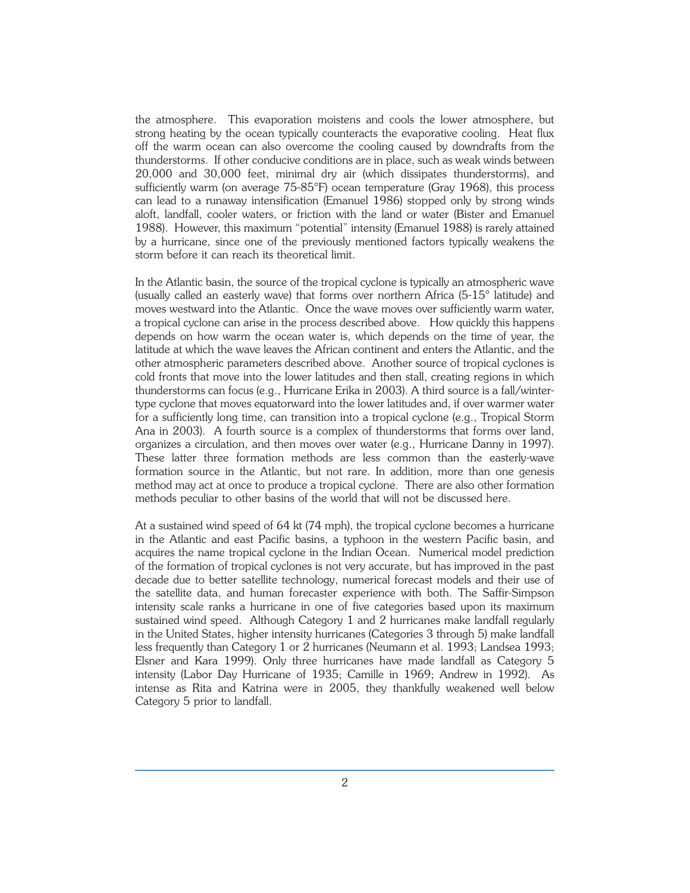the atmosphere. This evaporation moistens and cools the lower atmosphere, but strong heating by the ocean typically counteracts the evaporative cooling. Heat flux off the warm ocean can also overcome the cooling caused by downdrafts from the thunderstorms. If other conducive conditions are in place, such as weak winds between 20,000 and 30,000 feet, minimal dry air (which dissipates thunderstorms), and sufficiently warm (on average 75-85°F) ocean temperature (Gray 1968), this process can lead to a runaway intensification (Emanuel 1986) stopped only by strong winds aloft, landfall, cooler waters, or friction with the land or water (Bister and Emanuel 1988). However, this maximum "potential" intensity (Emanuel 1988) is rarely attained by a hurricane, since one of the previously mentioned factors typically weakens the storm before it can reach its theoretical limit.

In the Atlantic basin, the source of the tropical cyclone is typically an atmospheric wave (usually called an easterly wave) that forms over northern Africa (5-15° latitude) and moves westward into the Atlantic. Once the wave moves over sufficiently warm water, a tropical cyclone can arise in the process described above. How quickly this happens depends on how warm the ocean water is, which depends on the time of year, the latitude at which the wave leaves the African continent and enters the Atlantic, and the other atmospheric parameters described above. Another source of tropical cyclones is cold fronts that move into the lower latitudes and then stall, creating regions in which thunderstorms can focus (e.g., Hurricane Erika in 2003). A third source is a fall/winter-type cyclone that moves equatorward into the lower latitudes and, if over warmer water for a sufficiently long time, can transition into a tropical cyclone (e.g., Tropical Storm Ana in 2003). A fourth source is a complex of thunderstorms that forms over land, organizes a circulation, and then moves over water (e.g., Hurricane Danny in 1997). These latter three formation methods are less common than the easterly-wave formation source in the Atlantic, but not rare. In addition, more than one genesis method may act at once to produce a tropical cyclone. There are also other formation methods peculiar to other basins of the world that will not be discussed here.

At a sustained wind speed of 64 kt (74 mph), the tropical cyclone becomes a hurricane in the Atlantic and east Pacific basins, a typhoon in the western Pacific basin, and acquires the name tropical cyclone in the Indian Ocean. Numerical model prediction of the formation of tropical cyclones is not very accurate, but has improved in the past decade due to better satellite technology, numerical forecast models and their use of the satellite data, and human forecaster experience with both. The Saffir-Simpson intensity scale ranks a hurricane in one of five categories based upon its maximum sustained wind speed. Although Category 1 and 2 hurricanes make landfall regularly in the United States, higher intensity hurricanes (Categories 3 through 5) make landfall less frequently than Category 1 or 2 hurricanes (Neumann et al. 1993; Landsea 1993; Elsner and Kara 1999). Only three hurricanes have made landfall as Category 5 intensity (Labor Day Hurricane of 1935; Camille in 1969; Andrew in 1992). As intense as Rita and Katrina were in 2005, they thankfully weakened well below Category 5 prior to landfall.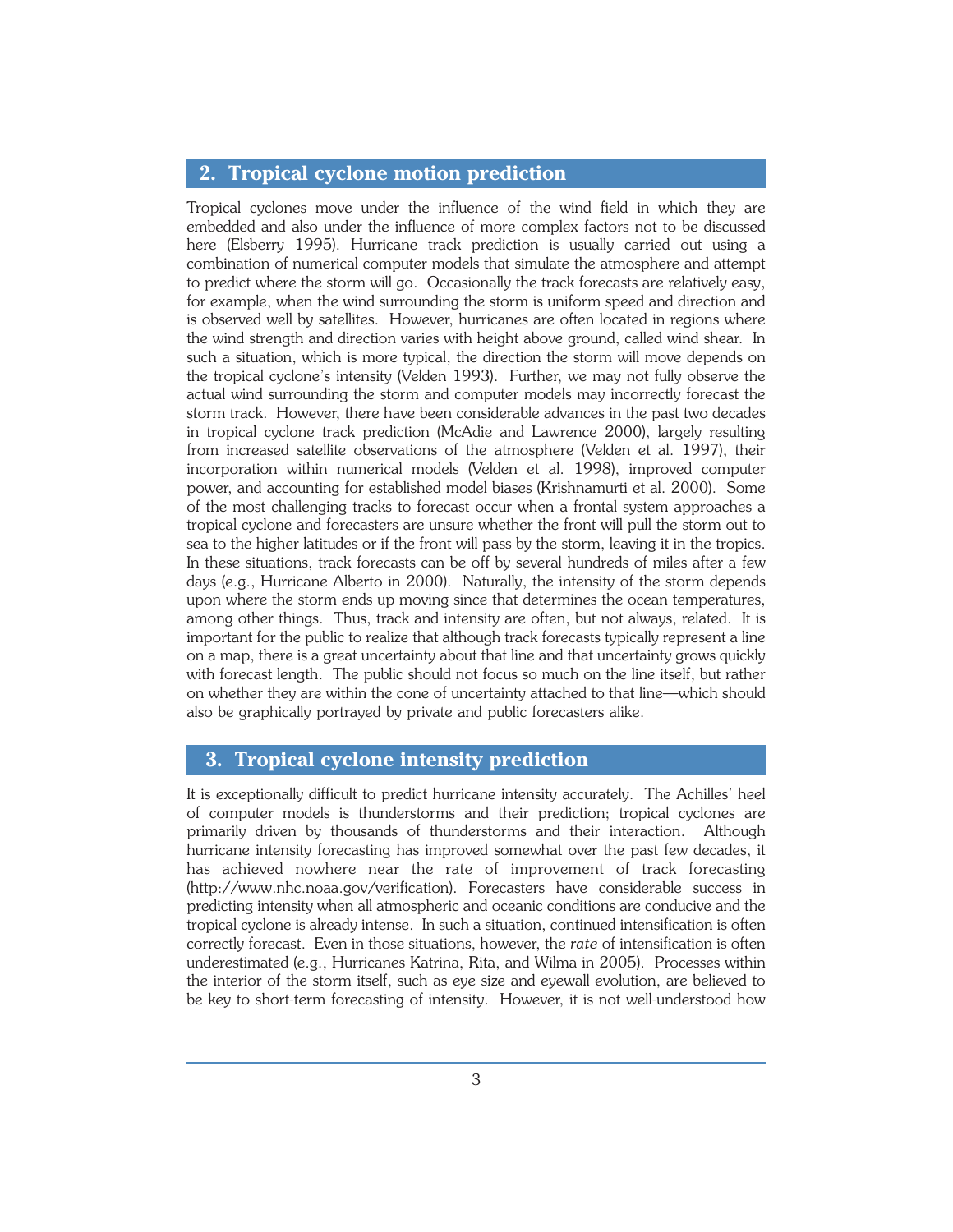## 2. Tropical cyclone motion prediction

Tropical cyclones move under the influence of the wind field in which they are embedded and also under the influence of more complex factors not to be discussed here (Elsberry 1995). Hurricane track prediction is usually carried out using a combination of numerical computer models that simulate the atmosphere and attempt to predict where the storm will go. Occasionally the track forecasts are relatively easy, for example, when the wind surrounding the storm is uniform speed and direction and is observed well by satellites. However, hurricanes are often located in regions where the wind strength and direction varies with height above ground, called wind shear. In such a situation, which is more typical, the direction the storm will move depends on the tropical cyclone's intensity (Velden 1993). Further, we may not fully observe the actual wind surrounding the storm and computer models may incorrectly forecast the storm track. However, there have been considerable advances in the past two decades in tropical cyclone track prediction (McAdie and Lawrence 2000), largely resulting from increased satellite observations of the atmosphere (Velden et al. 1997), their incorporation within numerical models (Velden et al. 1998), improved computer power, and accounting for established model biases (Krishnamurti et al. 2000). Some of the most challenging tracks to forecast occur when a frontal system approaches a tropical cyclone and forecasters are unsure whether the front will pull the storm out to sea to the higher latitudes or if the front will pass by the storm, leaving it in the tropics. In these situations, track forecasts can be off by several hundreds of miles after a few days (e.g., Hurricane Alberto in 2000). Naturally, the intensity of the storm depends upon where the storm ends up moving since that determines the ocean temperatures, among other things. Thus, track and intensity are often, but not always, related. It is important for the public to realize that although track forecasts typically represent a line on a map, there is a great uncertainty about that line and that uncertainty grows quickly with forecast length. The public should not focus so much on the line itself, but rather on whether they are within the cone of uncertainty attached to that line—which should also be graphically portrayed by private and public forecasters alike.

## 3. Tropical cyclone intensity prediction

It is exceptionally difficult to predict hurricane intensity accurately. The Achilles' heel of computer models is thunderstorms and their prediction; tropical cyclones are primarily driven by thousands of thunderstorms and their interaction. Although hurricane intensity forecasting has improved somewhat over the past few decades, it has achieved nowhere near the rate of improvement of track forecasting (http://www.nhc.noaa.gov/verification). Forecasters have considerable success in predicting intensity when all atmospheric and oceanic conditions are conducive and the tropical cyclone is already intense. In such a situation, continued intensification is often correctly forecast. Even in those situations, however, the *rate* of intensification is often underestimated (e.g., Hurricanes Katrina, Rita, and Wilma in 2005). Processes within the interior of the storm itself, such as eye size and eyewall evolution, are believed to be key to short-term forecasting of intensity. However, it is not well-understood how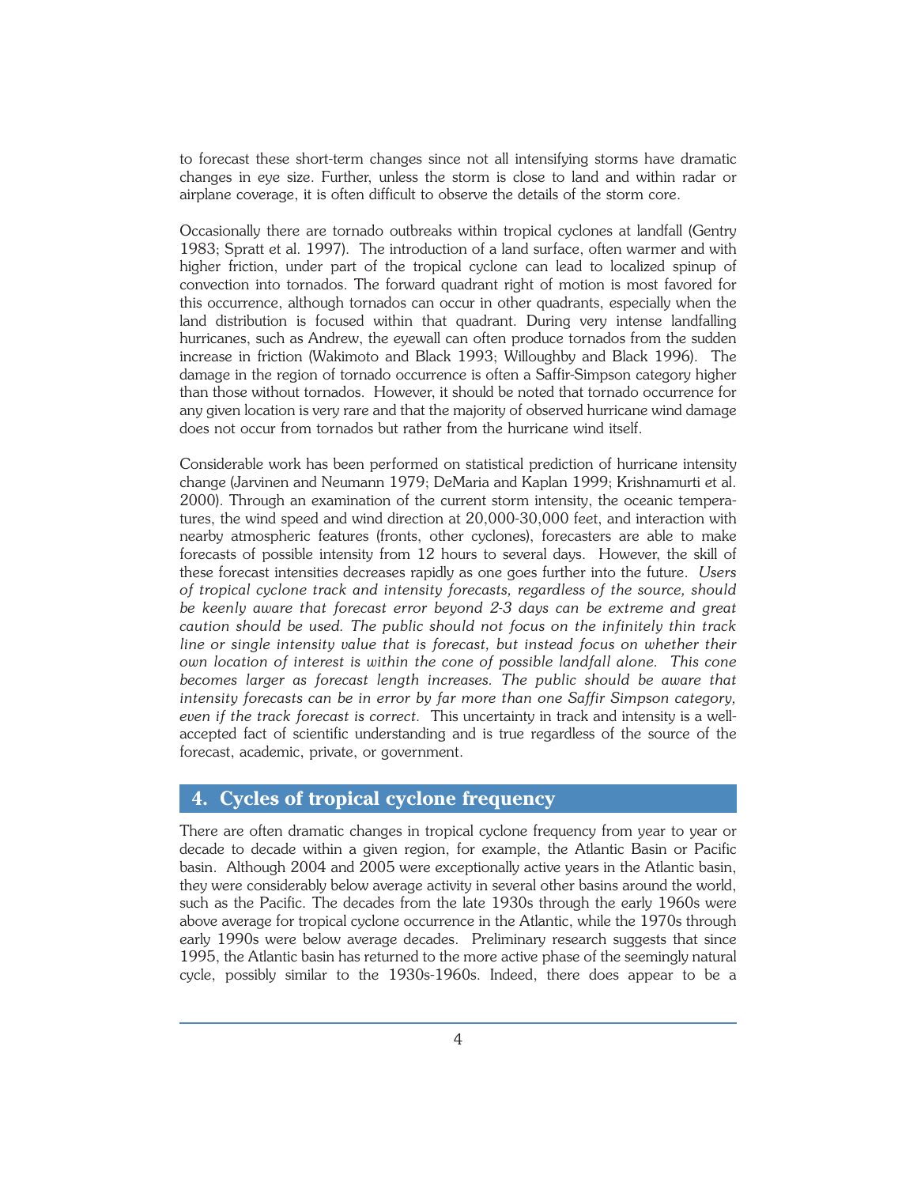to forecast these short-term changes since not all intensifying storms have dramatic changes in eye size. Further, unless the storm is close to land and within radar or airplane coverage, it is often difficult to observe the details of the storm core.

Occasionally there are tornado outbreaks within tropical cyclones at landfall (Gentry 1983; Spratt et al. 1997). The introduction of a land surface, often warmer and with higher friction, under part of the tropical cyclone can lead to localized spinup of convection into tornados. The forward quadrant right of motion is most favored for this occurrence, although tornados can occur in other quadrants, especially when the land distribution is focused within that quadrant. During very intense landfalling hurricanes, such as Andrew, the eyewall can often produce tornados from the sudden increase in friction (Wakimoto and Black 1993; Willoughby and Black 1996). The damage in the region of tornado occurrence is often a Saffir-Simpson category higher than those without tornados. However, it should be noted that tornado occurrence for any given location is very rare and that the majority of observed hurricane wind damage does not occur from tornados but rather from the hurricane wind itself.

Considerable work has been performed on statistical prediction of hurricane intensity change (Jarvinen and Neumann 1979; DeMaria and Kaplan 1999; Krishnamurti et al. 2000). Through an examination of the current storm intensity, the oceanic temperatures, the wind speed and wind direction at 20,000-30,000 feet, and interaction with nearby atmospheric features (fronts, other cyclones), forecasters are able to make forecasts of possible intensity from 12 hours to several days. However, the skill of these forecast intensities decreases rapidly as one goes further into the future. *Users of tropical cyclone track and intensity forecasts, regardless of the source, should be keenly aware that forecast error beyond 2-3 days can be extreme and great caution should be used. The public should not focus on the infinitely thin track line or single intensity value that is forecast, but instead focus on whether their own location of interest is within the cone of possible landfall alone. This cone becomes larger as forecast length increases. The public should be aware that intensity forecasts can be in error by far more than one Saffir Simpson category, even if the track forecast is correct.* This uncertainty in track and intensity is a well-accepted fact of scientific understanding and is true regardless of the source of the forecast, academic, private, or government.

## 4. Cycles of tropical cyclone frequency

There are often dramatic changes in tropical cyclone frequency from year to year or decade to decade within a given region, for example, the Atlantic Basin or Pacific basin. Although 2004 and 2005 were exceptionally active years in the Atlantic basin, they were considerably below average activity in several other basins around the world, such as the Pacific. The decades from the late 1930s through the early 1960s were above average for tropical cyclone occurrence in the Atlantic, while the 1970s through early 1990s were below average decades. Preliminary research suggests that since 1995, the Atlantic basin has returned to the more active phase of the seemingly natural cycle, possibly similar to the 1930s-1960s. Indeed, there does appear to be a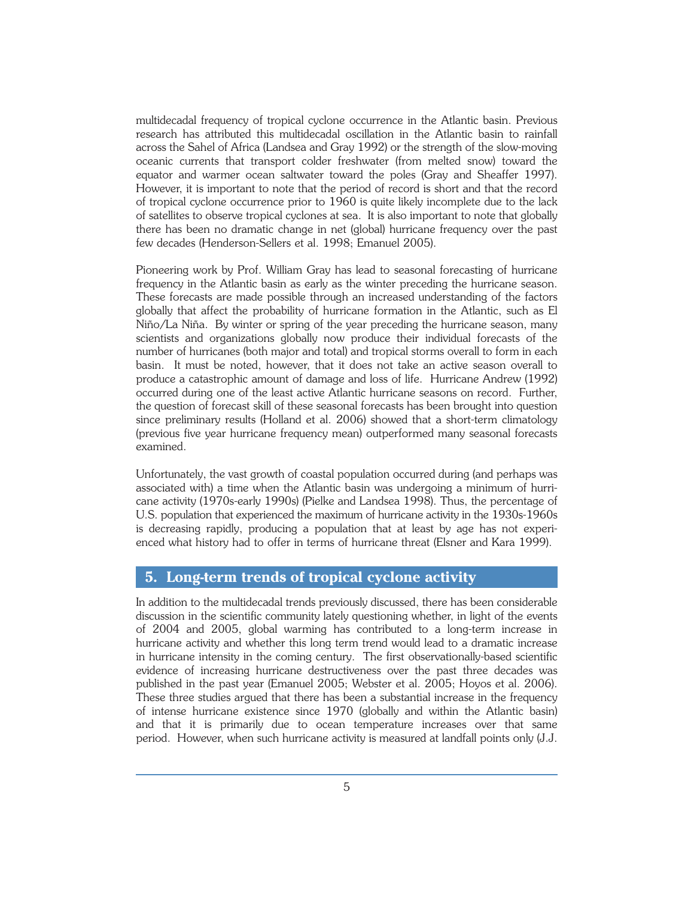multidecadal frequency of tropical cyclone occurrence in the Atlantic basin. Previous research has attributed this multidecadal oscillation in the Atlantic basin to rainfall across the Sahel of Africa (Landsea and Gray 1992) or the strength of the slow-moving oceanic currents that transport colder freshwater (from melted snow) toward the equator and warmer ocean saltwater toward the poles (Gray and Sheaffer 1997). However, it is important to note that the period of record is short and that the record of tropical cyclone occurrence prior to 1960 is quite likely incomplete due to the lack of satellites to observe tropical cyclones at sea. It is also important to note that globally there has been no dramatic change in net (global) hurricane frequency over the past few decades (Henderson-Sellers et al. 1998; Emanuel 2005).

Pioneering work by Prof. William Gray has lead to seasonal forecasting of hurricane frequency in the Atlantic basin as early as the winter preceding the hurricane season. These forecasts are made possible through an increased understanding of the factors globally that affect the probability of hurricane formation in the Atlantic, such as El Niño/La Niña. By winter or spring of the year preceding the hurricane season, many scientists and organizations globally now produce their individual forecasts of the number of hurricanes (both major and total) and tropical storms overall to form in each basin. It must be noted, however, that it does not take an active season overall to produce a catastrophic amount of damage and loss of life. Hurricane Andrew (1992) occurred during one of the least active Atlantic hurricane seasons on record. Further, the question of forecast skill of these seasonal forecasts has been brought into question since preliminary results (Holland et al. 2006) showed that a short-term climatology (previous five year hurricane frequency mean) outperformed many seasonal forecasts examined.

Unfortunately, the vast growth of coastal population occurred during (and perhaps was associated with) a time when the Atlantic basin was undergoing a minimum of hurricane activity (1970s-early 1990s) (Pielke and Landsea 1998). Thus, the percentage of U.S. population that experienced the maximum of hurricane activity in the 1930s-1960s is decreasing rapidly, producing a population that at least by age has not experienced what history had to offer in terms of hurricane threat (Elsner and Kara 1999).

## 5. Long-term trends of tropical cyclone activity

In addition to the multidecadal trends previously discussed, there has been considerable discussion in the scientific community lately questioning whether, in light of the events of 2004 and 2005, global warming has contributed to a long-term increase in hurricane activity and whether this long term trend would lead to a dramatic increase in hurricane intensity in the coming century. The first observationally-based scientific evidence of increasing hurricane destructiveness over the past three decades was published in the past year (Emanuel 2005; Webster et al. 2005; Hoyos et al. 2006). These three studies argued that there has been a substantial increase in the frequency of intense hurricane existence since 1970 (globally and within the Atlantic basin) and that it is primarily due to ocean temperature increases over that same period. However, when such hurricane activity is measured at landfall points only (J.J.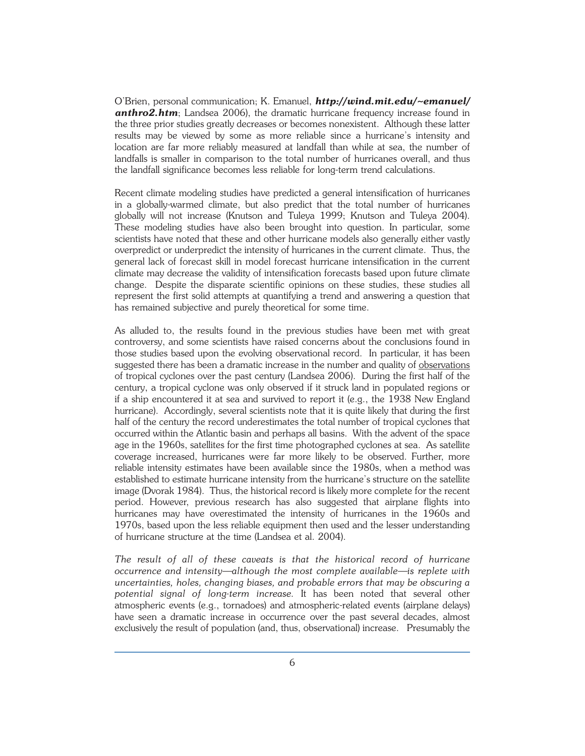O'Brien, personal communication; K. Emanuel, ***http://wind.mit.edu/~emanuel/anthro2.htm***; Landsea 2006), the dramatic hurricane frequency increase found in the three prior studies greatly decreases or becomes nonexistent. Although these latter results may be viewed by some as more reliable since a hurricane's intensity and location are far more reliably measured at landfall than while at sea, the number of landfalls is smaller in comparison to the total number of hurricanes overall, and thus the landfall significance becomes less reliable for long-term trend calculations.

Recent climate modeling studies have predicted a general intensification of hurricanes in a globally-warmed climate, but also predict that the total number of hurricanes globally will not increase (Knutson and Tuleya 1999; Knutson and Tuleya 2004). These modeling studies have also been brought into question. In particular, some scientists have noted that these and other hurricane models also generally either vastly overpredict or underpredict the intensity of hurricanes in the current climate. Thus, the general lack of forecast skill in model forecast hurricane intensification in the current climate may decrease the validity of intensification forecasts based upon future climate change. Despite the disparate scientific opinions on these studies, these studies all represent the first solid attempts at quantifying a trend and answering a question that has remained subjective and purely theoretical for some time.

As alluded to, the results found in the previous studies have been met with great controversy, and some scientists have raised concerns about the conclusions found in those studies based upon the evolving observational record. In particular, it has been suggested there has been a dramatic increase in the number and quality of <u>observations</u> of tropical cyclones over the past century (Landsea 2006). During the first half of the century, a tropical cyclone was only observed if it struck land in populated regions or if a ship encountered it at sea and survived to report it (e.g., the 1938 New England hurricane). Accordingly, several scientists note that it is quite likely that during the first half of the century the record underestimates the total number of tropical cyclones that occurred within the Atlantic basin and perhaps all basins. With the advent of the space age in the 1960s, satellites for the first time photographed cyclones at sea. As satellite coverage increased, hurricanes were far more likely to be observed. Further, more reliable intensity estimates have been available since the 1980s, when a method was established to estimate hurricane intensity from the hurricane's structure on the satellite image (Dvorak 1984). Thus, the historical record is likely more complete for the recent period. However, previous research has also suggested that airplane flights into hurricanes may have overestimated the intensity of hurricanes in the 1960s and 1970s, based upon the less reliable equipment then used and the lesser understanding of hurricane structure at the time (Landsea et al. 2004).

*The result of all of these caveats is that the historical record of hurricane occurrence and intensity—although the most complete available—is replete with uncertainties, holes, changing biases, and probable errors that may be obscuring a potential signal of long-term increase.* It has been noted that several other atmospheric events (e.g., tornadoes) and atmospheric-related events (airplane delays) have seen a dramatic increase in occurrence over the past several decades, almost exclusively the result of population (and, thus, observational) increase. Presumably the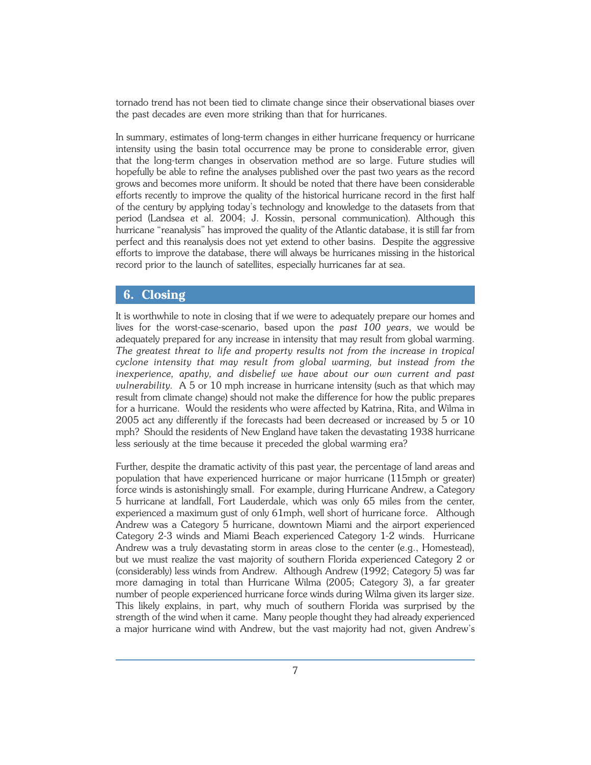tornado trend has not been tied to climate change since their observational biases over the past decades are even more striking than that for hurricanes.

In summary, estimates of long-term changes in either hurricane frequency or hurricane intensity using the basin total occurrence may be prone to considerable error, given that the long-term changes in observation method are so large. Future studies will hopefully be able to refine the analyses published over the past two years as the record grows and becomes more uniform. It should be noted that there have been considerable efforts recently to improve the quality of the historical hurricane record in the first half of the century by applying today's technology and knowledge to the datasets from that period (Landsea et al. 2004; J. Kossin, personal communication). Although this hurricane "reanalysis" has improved the quality of the Atlantic database, it is still far from perfect and this reanalysis does not yet extend to other basins. Despite the aggressive efforts to improve the database, there will always be hurricanes missing in the historical record prior to the launch of satellites, especially hurricanes far at sea.

## 6. Closing

It is worthwhile to note in closing that if we were to adequately prepare our homes and lives for the worst-case-scenario, based upon the *past 100 years*, we would be adequately prepared for any increase in intensity that may result from global warming. *The greatest threat to life and property results not from the increase in tropical cyclone intensity that may result from global warming, but instead from the inexperience, apathy, and disbelief we have about our own current and past vulnerability.* A 5 or 10 mph increase in hurricane intensity (such as that which may result from climate change) should not make the difference for how the public prepares for a hurricane. Would the residents who were affected by Katrina, Rita, and Wilma in 2005 act any differently if the forecasts had been decreased or increased by 5 or 10 mph? Should the residents of New England have taken the devastating 1938 hurricane less seriously at the time because it preceded the global warming era?

Further, despite the dramatic activity of this past year, the percentage of land areas and population that have experienced hurricane or major hurricane (115mph or greater) force winds is astonishingly small. For example, during Hurricane Andrew, a Category 5 hurricane at landfall, Fort Lauderdale, which was only 65 miles from the center, experienced a maximum gust of only 61mph, well short of hurricane force. Although Andrew was a Category 5 hurricane, downtown Miami and the airport experienced Category 2-3 winds and Miami Beach experienced Category 1-2 winds. Hurricane Andrew was a truly devastating storm in areas close to the center (e.g., Homestead), but we must realize the vast majority of southern Florida experienced Category 2 or (considerably) less winds from Andrew. Although Andrew (1992; Category 5) was far more damaging in total than Hurricane Wilma (2005; Category 3), a far greater number of people experienced hurricane force winds during Wilma given its larger size. This likely explains, in part, why much of southern Florida was surprised by the strength of the wind when it came. Many people thought they had already experienced a major hurricane wind with Andrew, but the vast majority had not, given Andrew's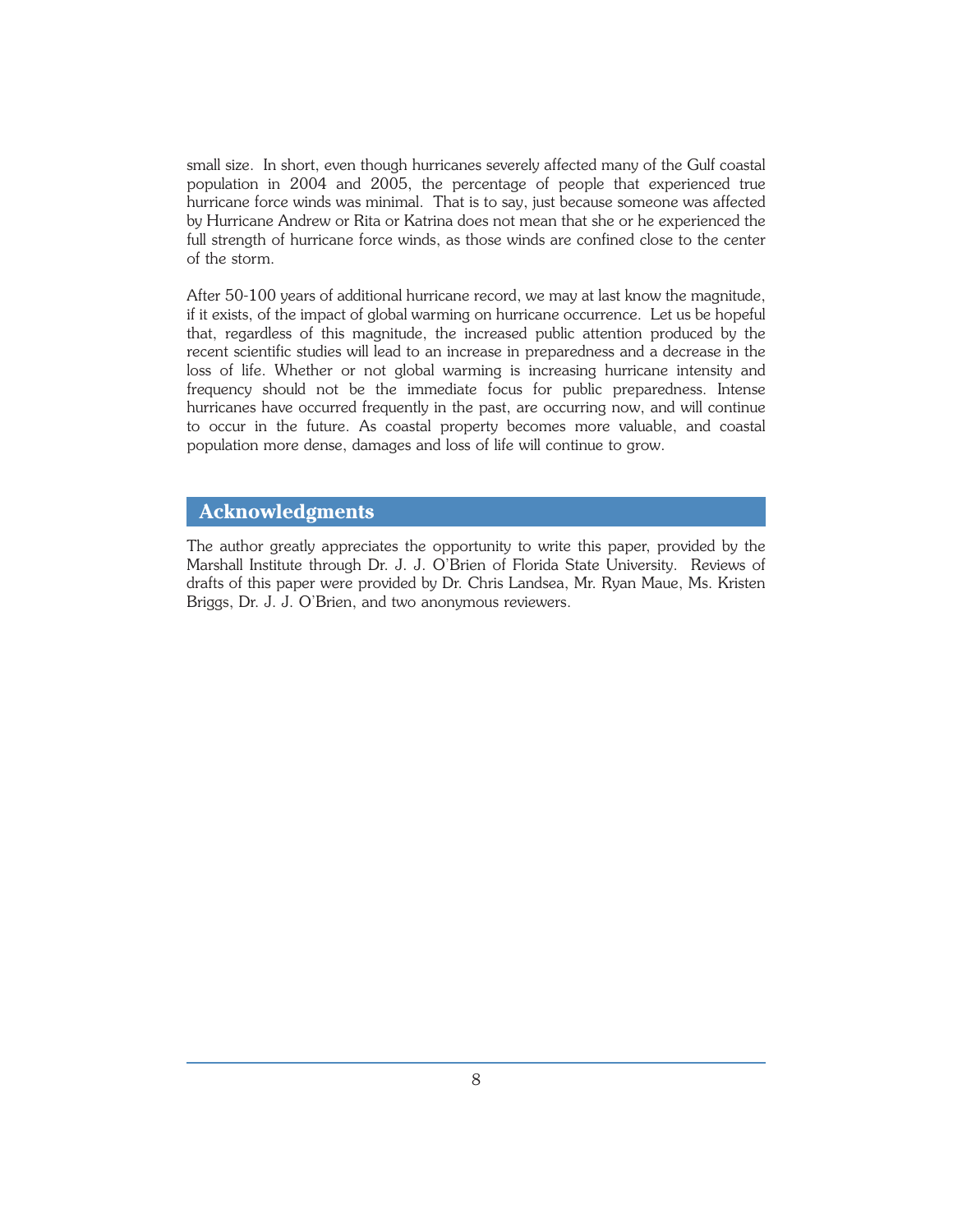small size. In short, even though hurricanes severely affected many of the Gulf coastal population in 2004 and 2005, the percentage of people that experienced true hurricane force winds was minimal. That is to say, just because someone was affected by Hurricane Andrew or Rita or Katrina does not mean that she or he experienced the full strength of hurricane force winds, as those winds are confined close to the center of the storm.

After 50-100 years of additional hurricane record, we may at last know the magnitude, if it exists, of the impact of global warming on hurricane occurrence. Let us be hopeful that, regardless of this magnitude, the increased public attention produced by the recent scientific studies will lead to an increase in preparedness and a decrease in the loss of life. Whether or not global warming is increasing hurricane intensity and frequency should not be the immediate focus for public preparedness. Intense hurricanes have occurred frequently in the past, are occurring now, and will continue to occur in the future. As coastal property becomes more valuable, and coastal population more dense, damages and loss of life will continue to grow.

## Acknowledgments

The author greatly appreciates the opportunity to write this paper, provided by the Marshall Institute through Dr. J. J. O'Brien of Florida State University. Reviews of drafts of this paper were provided by Dr. Chris Landsea, Mr. Ryan Maue, Ms. Kristen Briggs, Dr. J. J. O'Brien, and two anonymous reviewers.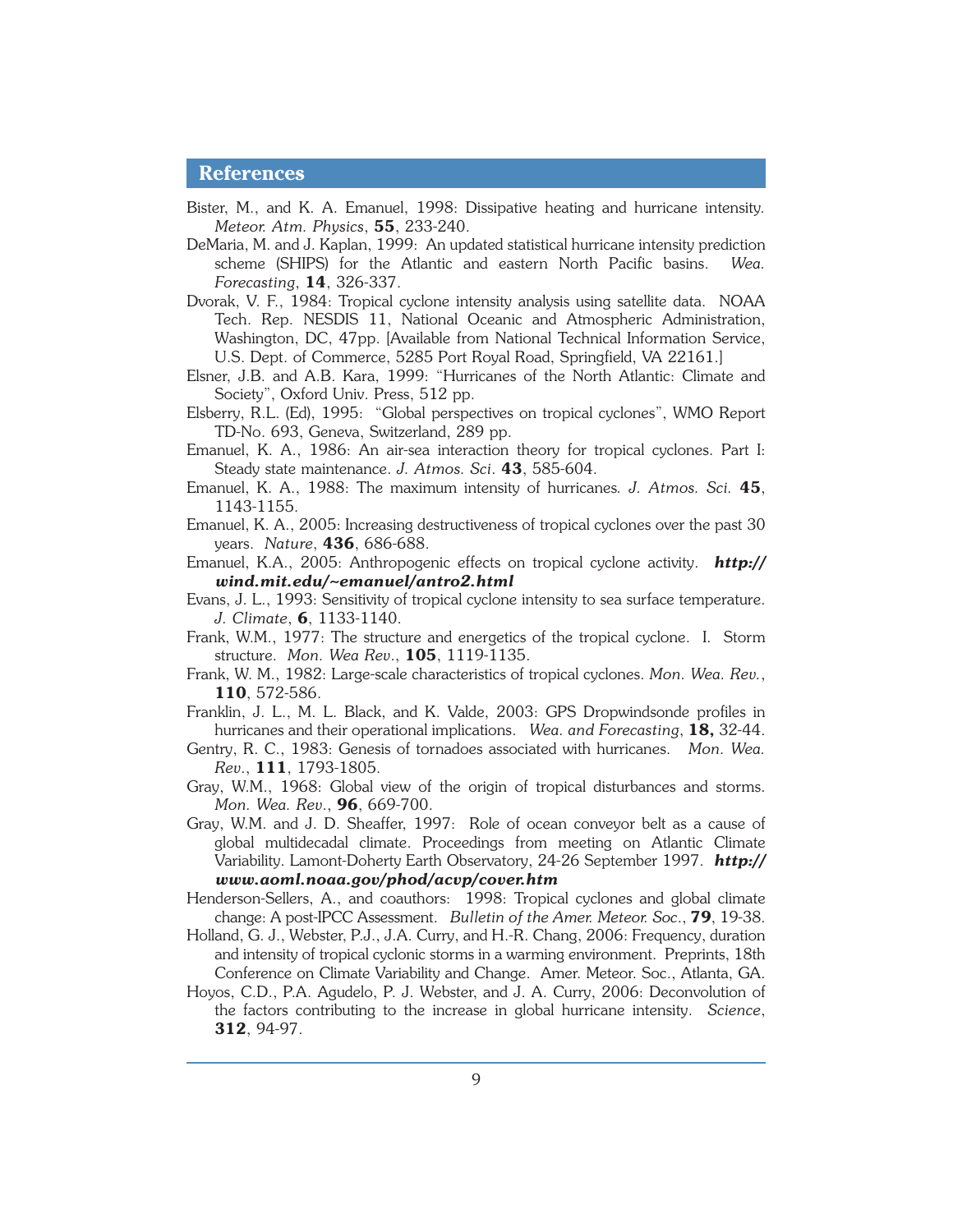## References

Bister, M., and K. A. Emanuel, 1998: Dissipative heating and hurricane intensity. *Meteor. Atm. Physics*, **55**, 233-240.

DeMaria, M. and J. Kaplan, 1999: An updated statistical hurricane intensity prediction scheme (SHIPS) for the Atlantic and eastern North Pacific basins. *Wea. Forecasting*, **14**, 326-337.

Dvorak, V. F., 1984: Tropical cyclone intensity analysis using satellite data. NOAA Tech. Rep. NESDIS 11, National Oceanic and Atmospheric Administration, Washington, DC, 47pp. [Available from National Technical Information Service, U.S. Dept. of Commerce, 5285 Port Royal Road, Springfield, VA 22161.]

Elsner, J.B. and A.B. Kara, 1999: "Hurricanes of the North Atlantic: Climate and Society", Oxford Univ. Press, 512 pp.

Elsberry, R.L. (Ed), 1995: "Global perspectives on tropical cyclones", WMO Report TD-No. 693, Geneva, Switzerland, 289 pp.

Emanuel, K. A., 1986: An air-sea interaction theory for tropical cyclones. Part I: Steady state maintenance. *J. Atmos. Sci*. **43**, 585-604.

Emanuel, K. A., 1988: The maximum intensity of hurricanes. *J. Atmos. Sci.* **45**, 1143-1155.

Emanuel, K. A., 2005: Increasing destructiveness of tropical cyclones over the past 30 years. *Nature*, **436**, 686-688.

Emanuel, K.A., 2005: Anthropogenic effects on tropical cyclone activity. ***http://wind.mit.edu/~emanuel/antro2.html***

Evans, J. L., 1993: Sensitivity of tropical cyclone intensity to sea surface temperature. *J. Climate*, **6**, 1133-1140.

Frank, W.M., 1977: The structure and energetics of the tropical cyclone. I. Storm structure. *Mon. Wea Rev*., **105**, 1119-1135.

Frank, W. M., 1982: Large-scale characteristics of tropical cyclones. *Mon. Wea. Rev.*, **110**, 572-586.

Franklin, J. L., M. L. Black, and K. Valde, 2003: GPS Dropwindsonde profiles in hurricanes and their operational implications. *Wea. and Forecasting*, **18,** 32-44.

Gentry, R. C., 1983: Genesis of tornadoes associated with hurricanes. *Mon. Wea. Rev*., **111**, 1793-1805.

Gray, W.M., 1968: Global view of the origin of tropical disturbances and storms. *Mon. Wea. Rev*., **96**, 669-700.

Gray, W.M. and J. D. Sheaffer, 1997: Role of ocean conveyor belt as a cause of global multidecadal climate. Proceedings from meeting on Atlantic Climate Variability. Lamont-Doherty Earth Observatory, 24-26 September 1997. ***http://www.aoml.noaa.gov/phod/acvp/cover.htm***

Henderson-Sellers, A., and coauthors: 1998: Tropical cyclones and global climate change: A post-IPCC Assessment. *Bulletin of the Amer. Meteor. Soc*., **79**, 19-38.

Holland, G. J., Webster, P.J., J.A. Curry, and H.-R. Chang, 2006: Frequency, duration and intensity of tropical cyclonic storms in a warming environment. Preprints, 18th Conference on Climate Variability and Change. Amer. Meteor. Soc., Atlanta, GA.

Hoyos, C.D., P.A. Agudelo, P. J. Webster, and J. A. Curry, 2006: Deconvolution of the factors contributing to the increase in global hurricane intensity. *Science*, **312**, 94-97.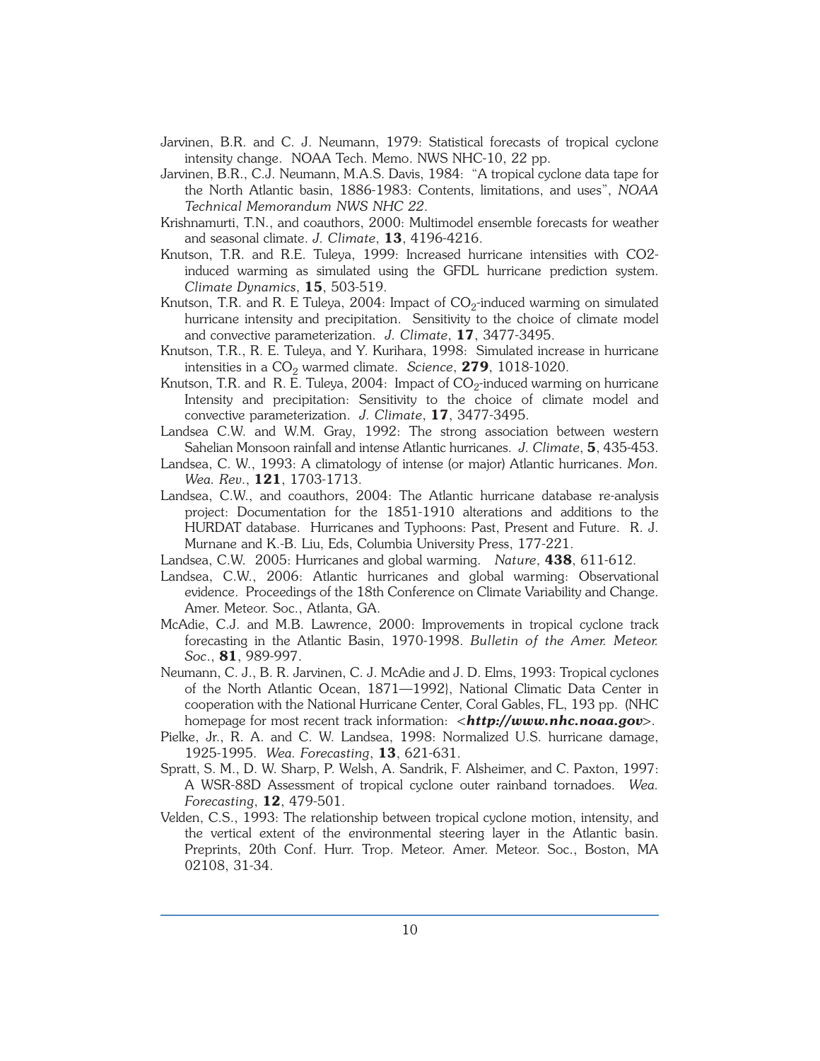Jarvinen, B.R. and C. J. Neumann, 1979: Statistical forecasts of tropical cyclone intensity change. NOAA Tech. Memo. NWS NHC-10, 22 pp.

Jarvinen, B.R., C.J. Neumann, M.A.S. Davis, 1984: "A tropical cyclone data tape for the North Atlantic basin, 1886-1983: Contents, limitations, and uses", *NOAA Technical Memorandum NWS NHC 22*.

Krishnamurti, T.N., and coauthors, 2000: Multimodel ensemble forecasts for weather and seasonal climate. *J. Climate*, **13**, 4196-4216.

Knutson, T.R. and R.E. Tuleya, 1999: Increased hurricane intensities with CO2-induced warming as simulated using the GFDL hurricane prediction system. *Climate Dynamics*, **15**, 503-519.

Knutson, T.R. and R. E Tuleya, 2004: Impact of $CO_2$-induced warming on simulated hurricane intensity and precipitation. Sensitivity to the choice of climate model and convective parameterization. *J. Climate*, **17**, 3477-3495.

Knutson, T.R., R. E. Tuleya, and Y. Kurihara, 1998: Simulated increase in hurricane intensities in a $CO_2$ warmed climate. *Science*, **279**, 1018-1020.

Knutson, T.R. and R. E. Tuleya, 2004: Impact of $CO_2$-induced warming on hurricane Intensity and precipitation: Sensitivity to the choice of climate model and convective parameterization. *J. Climate*, **17**, 3477-3495.

Landsea C.W. and W.M. Gray, 1992: The strong association between western Sahelian Monsoon rainfall and intense Atlantic hurricanes. *J. Climate*, **5**, 435-453.

Landsea, C. W., 1993: A climatology of intense (or major) Atlantic hurricanes. *Mon. Wea. Rev.*, **121**, 1703-1713.

Landsea, C.W., and coauthors, 2004: The Atlantic hurricane database re-analysis project: Documentation for the 1851-1910 alterations and additions to the HURDAT database. Hurricanes and Typhoons: Past, Present and Future. R. J. Murnane and K.-B. Liu, Eds, Columbia University Press, 177-221.

Landsea, C.W. 2005: Hurricanes and global warming. *Nature*, **438**, 611-612.

Landsea, C.W., 2006: Atlantic hurricanes and global warming: Observational evidence. Proceedings of the 18th Conference on Climate Variability and Change. Amer. Meteor. Soc., Atlanta, GA.

McAdie, C.J. and M.B. Lawrence, 2000: Improvements in tropical cyclone track forecasting in the Atlantic Basin, 1970-1998. *Bulletin of the Amer. Meteor. Soc.*, **81**, 989-997.

Neumann, C. J., B. R. Jarvinen, C. J. McAdie and J. D. Elms, 1993: Tropical cyclones of the North Atlantic Ocean, 1871—1992}, National Climatic Data Center in cooperation with the National Hurricane Center, Coral Gables, FL, 193 pp. (NHC homepage for most recent track information: <***http://www.nhc.noaa.gov***>.

Pielke, Jr., R. A. and C. W. Landsea, 1998: Normalized U.S. hurricane damage, 1925-1995. *Wea. Forecasting*, **13**, 621-631.

Spratt, S. M., D. W. Sharp, P. Welsh, A. Sandrik, F. Alsheimer, and C. Paxton, 1997: A WSR-88D Assessment of tropical cyclone outer rainband tornadoes. *Wea. Forecasting*, **12**, 479-501.

Velden, C.S., 1993: The relationship between tropical cyclone motion, intensity, and the vertical extent of the environmental steering layer in the Atlantic basin. Preprints, 20th Conf. Hurr. Trop. Meteor. Amer. Meteor. Soc., Boston, MA 02108, 31-34.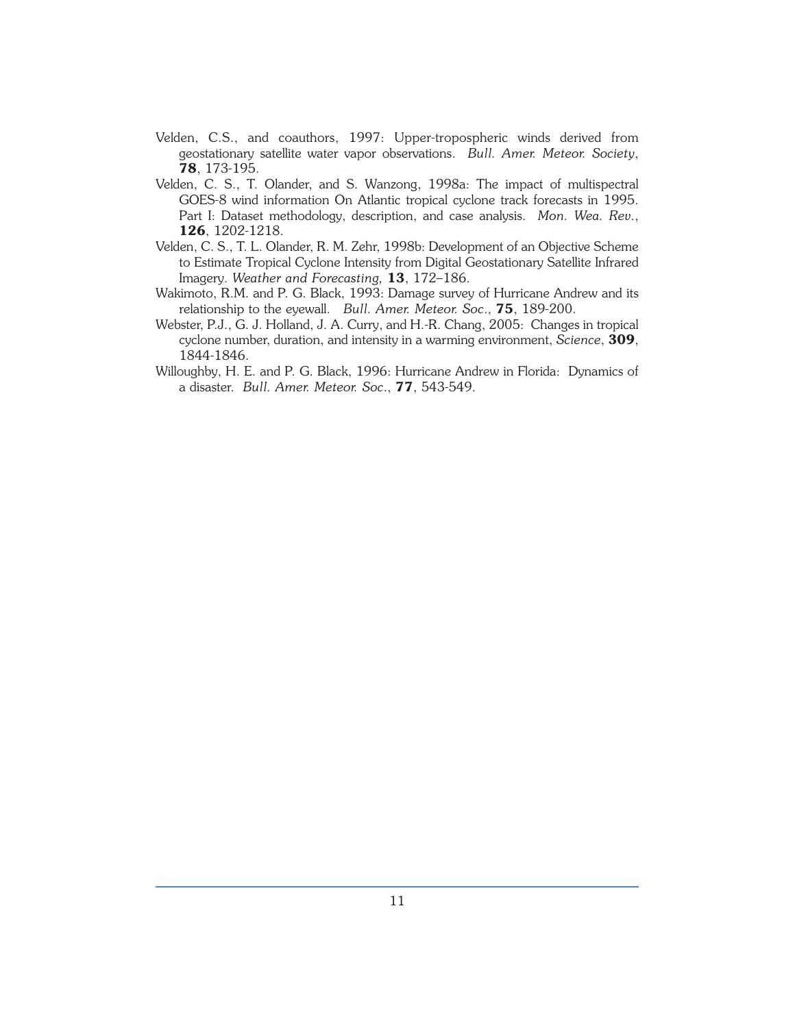Velden, C.S., and coauthors, 1997: Upper-tropospheric winds derived from geostationary satellite water vapor observations. *Bull. Amer. Meteor. Society*, **78**, 173-195.

Velden, C. S., T. Olander, and S. Wanzong, 1998a: The impact of multispectral GOES-8 wind information On Atlantic tropical cyclone track forecasts in 1995. Part I: Dataset methodology, description, and case analysis. *Mon. Wea. Rev.*, **126**, 1202-1218.

Velden, C. S., T. L. Olander, R. M. Zehr, 1998b: Development of an Objective Scheme to Estimate Tropical Cyclone Intensity from Digital Geostationary Satellite Infrared Imagery. *Weather and Forecasting,* **13**, 172–186.

Wakimoto, R.M. and P. G. Black, 1993: Damage survey of Hurricane Andrew and its relationship to the eyewall. *Bull. Amer. Meteor. Soc.*, **75**, 189-200.

Webster, P.J., G. J. Holland, J. A. Curry, and H.-R. Chang, 2005: Changes in tropical cyclone number, duration, and intensity in a warming environment, *Science*, **309**, 1844-1846.

Willoughby, H. E. and P. G. Black, 1996: Hurricane Andrew in Florida: Dynamics of a disaster. *Bull. Amer. Meteor. Soc.*, **77**, 543-549.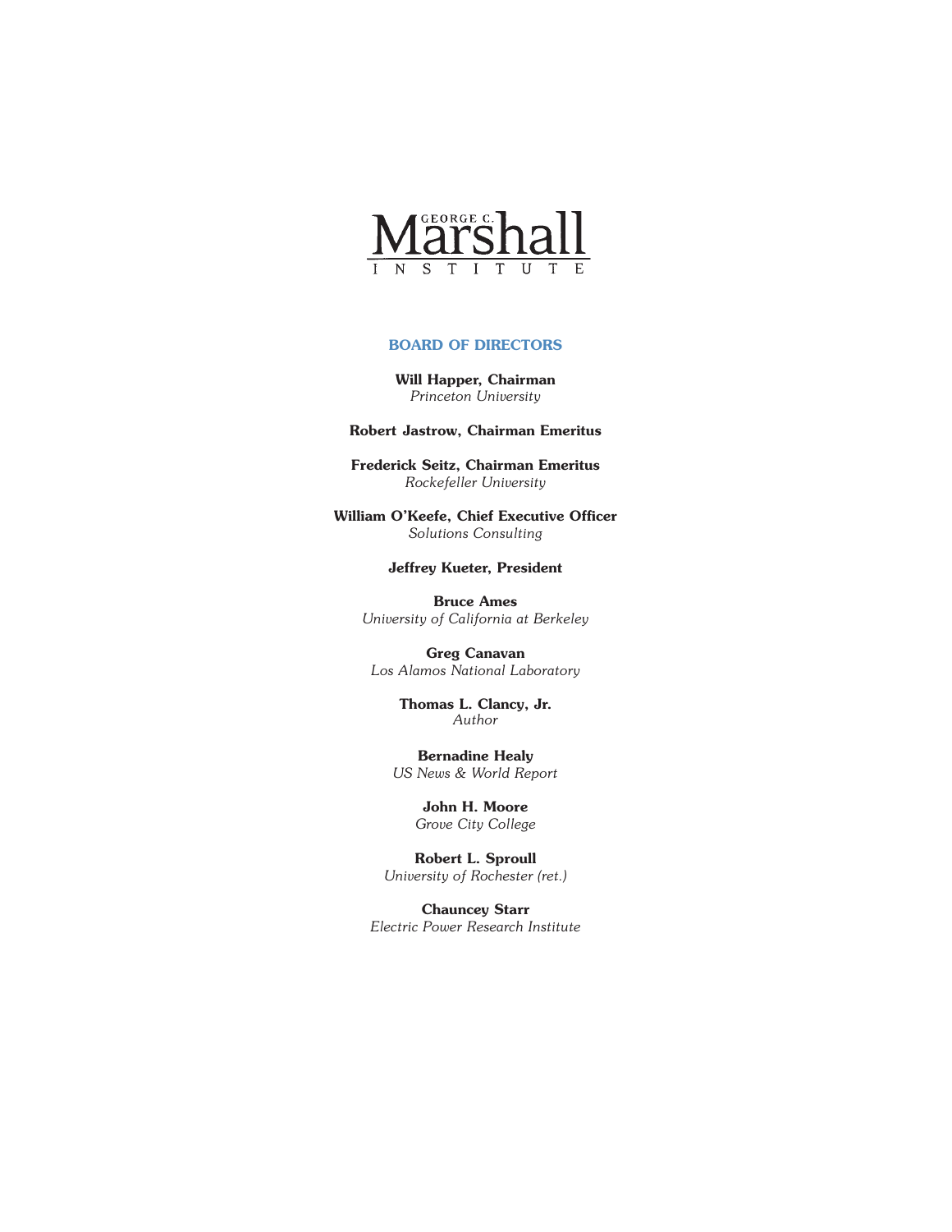George C. Marshall Institute

## BOARD OF DIRECTORS

**Will Happer, Chairman**
*Princeton University*

**Robert Jastrow, Chairman Emeritus**

**Frederick Seitz, Chairman Emeritus**
*Rockefeller University*

**William O'Keefe, Chief Executive Officer**
*Solutions Consulting*

**Jeffrey Kueter, President**

**Bruce Ames**
*University of California at Berkeley*

**Greg Canavan**
*Los Alamos National Laboratory*

**Thomas L. Clancy, Jr.**
*Author*

**Bernadine Healy**
*US News & World Report*

**John H. Moore**
*Grove City College*

**Robert L. Sproull**
*University of Rochester (ret.)*

**Chauncey Starr**
*Electric Power Research Institute*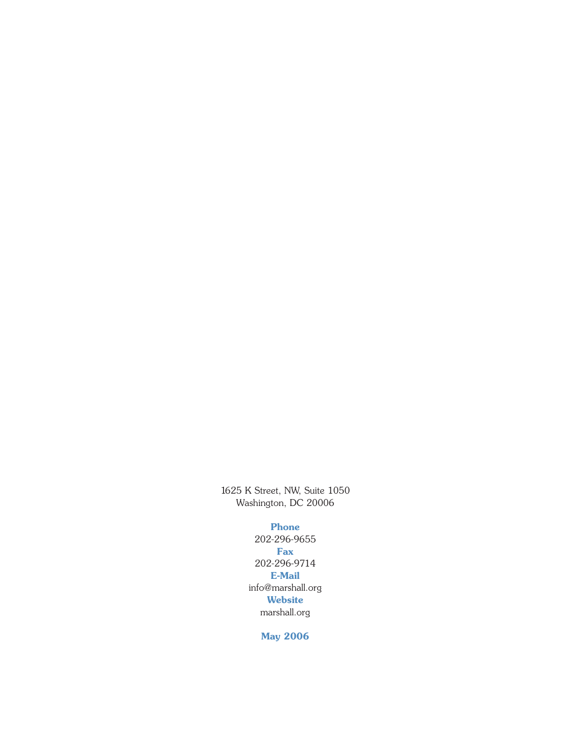1625 K Street, NW, Suite 1050
Washington, DC 20006

**Phone**
202-296-9655
**Fax**
202-296-9714
**E-Mail**
info@marshall.org
**Website**
marshall.org

**May 2006**